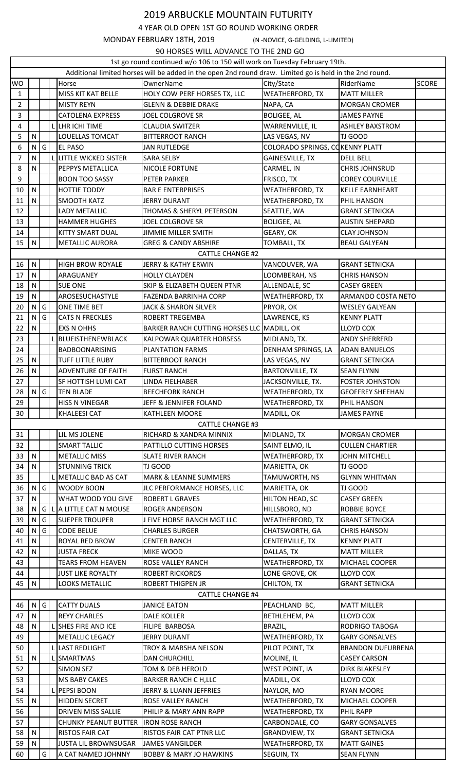# 2019 ARBUCKLE MOUNTAIN FUTURITY

## 4 YEAR OLD OPEN 1ST GO ROUND WORKING ORDER

MONDAY FEBRUARY 18TH, 2019 (N -NOVICE, G-GELDING, L-LIMITED)

90 HORSES WILL ADVANCE TO THE 2ND GO

1st go round continued w/o 106 to 150 will work on Tuesday February 19th.

Additional limited horses will be added in the open 2nd round draw. Limited go is held in the 2nd round.

| WO | | | | Horse | OwnerName | City/State | RiderName | SCORE |
|---|---|---|---|---|---|---|---|---|
| 1 | | | | MISS KIT KAT BELLE | HOLY COW PERF HORSES TX, LLC | WEATHERFORD, TX | MATT MILLER | |
| 2 | | | | MISTY REYN | GLENN & DEBBIE DRAKE | NAPA, CA | MORGAN CROMER | |
| 3 | | | | CATOLENA EXPRESS | JOEL COLGROVE SR | BOLIGEE, AL | JAMES PAYNE | |
| 4 | | | L | LHR ICHI TIME | CLAUDIA SWITZER | WARRENVILLE, IL | ASHLEY BAXSTROM | |
| 5 | N | | | LOUELLAS TOMCAT | BITTERROOT RANCH | LAS VEGAS, NV | TJ GOOD | |
| 6 | N | G | | EL PASO | JAN RUTLEDGE | COLORADO SPRINGS, CO | KENNY PLATT | |
| 7 | N | | L | LITTLE WICKED SISTER | SARA SELBY | GAINESVILLE, TX | DELL BELL | |
| 8 | N | | | PEPPYS METALLICA | NICOLE FORTUNE | CARMEL, IN | CHRIS JOHNSRUD | |
| 9 | | | | BOON TOO SASSY | PETER PARKER | FRISCO, TX | COREY COURVILLE | |
| 10 | N | | | HOTTIE TODDY | BAR E ENTERPRISES | WEATHERFORD, TX | KELLE EARNHEART | |
| 11 | N | | | SMOOTH KATZ | JERRY DURANT | WEATHERFORD, TX | PHIL HANSON | |
| 12 | | | | LADY METALLIC | THOMAS & SHERYL PETERSON | SEATTLE, WA | GRANT SETNICKA | |
| 13 | | | | HAMMER HUGHES | JOEL COLGROVE SR | BOLIGEE, AL | AUSTIN SHEPARD | |
| 14 | | | | KITTY SMART DUAL | JIMMIE MILLER SMITH | GEARY, OK | CLAY JOHNSON | |
| 15 | N | | | METALLIC AURORA | GREG & CANDY ABSHIRE | TOMBALL, TX | BEAU GALYEAN | |
| | | | | | CATTLE CHANGE #2 | | | |
| 16 | N | | | HIGH BROW ROYALE | JERRY & KATHY ERWIN | VANCOUVER, WA | GRANT SETNICKA | |
| 17 | N | | | ARAGUANEY | HOLLY CLAYDEN | LOOMBERAH, NS | CHRIS HANSON | |
| 18 | N | | | SUE ONE | SKIP & ELIZABETH QUEEN PTNR | ALLENDALE, SC | CASEY GREEN | |
| 19 | N | | | AROSESUCHASTYLE | FAZENDA BARRINHA CORP | WEATHERFORD, TX | ARMANDO COSTA NETO | |
| 20 | N | G | | ONE TIME BET | JACK & SHARON SILVER | PRYOR, OK | WESLEY GALYEAN | |
| 21 | N | G | | CATS N FRECKLES | ROBERT TREGEMBA | LAWRENCE, KS | KENNY PLATT | |
| 22 | N | | | EXS N OHHS | BARKER RANCH CUTTING HORSES LLC | MADILL, OK | LLOYD COX | |
| 23 | | | L | BLUEISTHENEWBLACK | KALPOWAR QUARTER HORSESS | MIDLAND, TX. | ANDY SHERRERD | |
| 24 | | | | BADBOONARISING | PLANTATION FARMS | DENHAM SPRINGS, LA | ADAN BANUELOS | |
| 25 | N | | | TUFF LITTLE RUBY | BITTERROOT RANCH | LAS VEGAS, NV | GRANT SETNICKA | |
| 26 | N | | | ADVENTURE OF FAITH | FURST RANCH | BARTONVILLE, TX | SEAN FLYNN | |
| 27 | | | | SF HOTTISH LUMI CAT | LINDA FIELHABER | JACKSONVILLE, TX. | FOSTER JOHNSTON | |
| 28 | N | G | | TEN BLADE | BEECHFORK RANCH | WEATHERFORD, TX | GEOFFREY SHEEHAN | |
| 29 | | | | HISS N VINEGAR | JEFF & JENNIFER FOLAND | WEATHERFORD, TX | PHIL HANSON | |
| 30 | | | | KHALEESI CAT | KATHLEEN MOORE | MADILL, OK | JAMES PAYNE | |
| | | | | | CATTLE CHANGE #3 | | | |
| 31 | | | | LIL MS JOLENE | RICHARD & XANDRA MINNIX | MIDLAND, TX | MORGAN CROMER | |
| 32 | | | | SMART TALLIC | PATTILLO CUTTING HORSES | SAINT ELMO, IL | CULLEN CHARTIER | |
| 33 | N | | | METALLIC MISS | SLATE RIVER RANCH | WEATHERFORD, TX | JOHN MITCHELL | |
| 34 | N | | | STUNNING TRICK | TJ GOOD | MARIETTA, OK | TJ GOOD | |
| 35 | | | L | METALLIC BAD AS CAT | MARK & LEANNE SUMMERS | TAMUWORTH, NS | GLYNN WHITMAN | |
| 36 | N | G | | WOODY BOON | JLC PERFORMANCE HORSES, LLC | MARIETTA, OK | TJ GOOD | |
| 37 | N | | | WHAT WOOD YOU GIVE | ROBERT L GRAVES | HILTON HEAD, SC | CASEY GREEN | |
| 38 | N | G | L | A LITTLE CAT N MOUSE | ROGER ANDERSON | HILLSBORO, ND | ROBBIE BOYCE | |
| 39 | N | G | | SUEPER TROUPER | J FIVE HORSE RANCH MGT LLC | WEATHERFORD, TX | GRANT SETNICKA | |
| 40 | N | G | | CODE BELUE | CHARLES BURGER | CHATSWORTH, GA | CHRIS HANSON | |
| 41 | N | | | ROYAL RED BROW | CENTER RANCH | CENTERVILLE, TX | KENNY PLATT | |
| 42 | N | | | JUSTA FRECK | MIKE WOOD | DALLAS, TX | MATT MILLER | |
| 43 | | | | TEARS FROM HEAVEN | ROSE VALLEY RANCH | WEATHERFORD, TX | MICHAEL COOPER | |
| 44 | | | | JUST LIKE ROYALTY | ROBERT RICKORDS | LONE GROVE, OK | LLOYD COX | |
| 45 | N | | | LOOKS METALLIC | ROBERT THIGPEN JR | CHILTON, TX | GRANT SETNICKA | |
| | | | | | CATTLE CHANGE #4 | | | |
| 46 | N | G | | CATTY DUALS | JANICE EATON | PEACHLAND BC, | MATT MILLER | |
| 47 | N | | | REYY CHARLES | DALE KOLLER | BETHLEHEM, PA | LLOYD COX | |
| 48 | N | | L | SHES FIRE AND ICE | FILIPE BARBOSA | BRAZIL, | RODRIGO TABOGA | |
| 49 | | | | METALLIC LEGACY | JERRY DURANT | WEATHERFORD, TX | GARY GONSALVES | |
| 50 | | | L | LAST REDLIGHT | TROY & MARSHA NELSON | PILOT POINT, TX | BRANDON DUFURRENA | |
| 51 | N | | L | SMARTMAS | DAN CHURCHILL | MOLINE, IL | CASEY CARSON | |
| 52 | | | | SIMON SEZ | TOM & DEB HEROLD | WEST POINT, IA | DIRK BLAKESLEY | |
| 53 | | | | MS BABY CAKES | BARKER RANCH C H,LLC | MADILL, OK | LLOYD COX | |
| 54 | | | L | PEPSI BOON | JERRY & LUANN JEFFRIES | NAYLOR, MO | RYAN MOORE | |
| 55 | N | | | HIDDEN SECRET | ROSE VALLEY RANCH | WEATHERFORD, TX | MICHAEL COOPER | |
| 56 | | | | DRIVEN MISS SALLIE | PHILIP & MARY ANN RAPP | WEATHERFORD, TX | PHIL RAPP | |
| 57 | | | | CHUNKY PEANUT BUTTER | IRON ROSE RANCH | CARBONDALE, CO | GARY GONSALVES | |
| 58 | N | | | RISTOS FAIR CAT | RISTOS FAIR CAT PTNR LLC | GRANDVIEW, TX | GRANT SETNICKA | |
| 59 | N | | | JUSTA LIL BROWNSUGAR | JAMES VANGILDER | WEATHERFORD, TX | MATT GAINES | |
| 60 | | G | | A CAT NAMED JOHNNY | BOBBY & MARY JO HAWKINS | SEGUIN, TX | SEAN FLYNN | |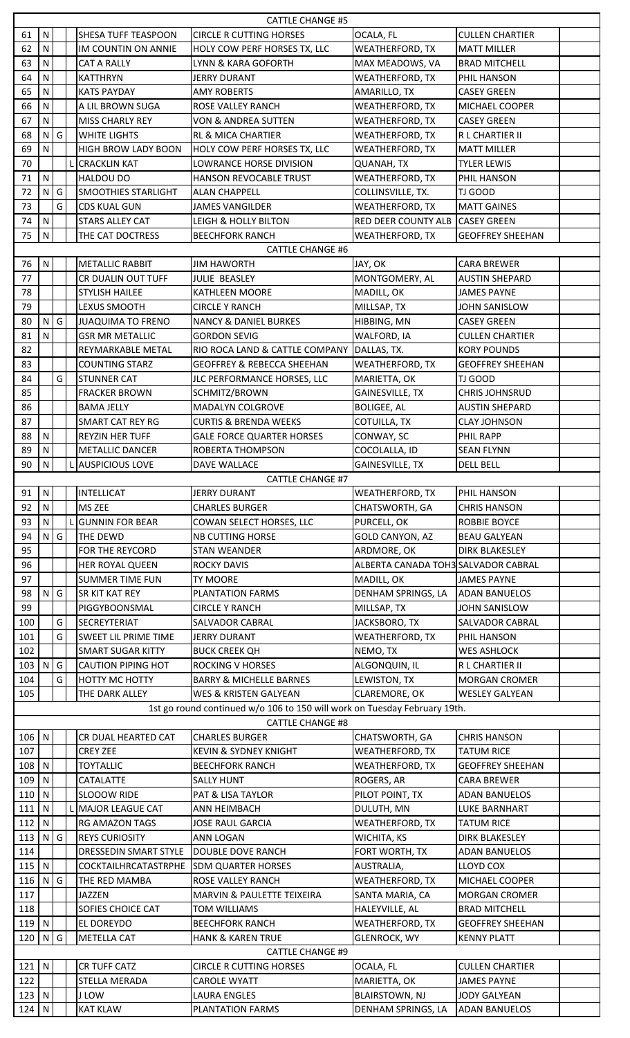| # | N | G | L | Horse | Owner | Location | Rider | |
|---|---|---|---|---|---|---|---|---|
| | | | | CATTLE CHANGE #5 | | | | |
| 61 | N | | | SHESA TUFF TEASPOON | CIRCLE R CUTTING HORSES | OCALA, FL | CULLEN CHARTIER | |
| 62 | N | | | IM COUNTIN ON ANNIE | HOLY COW PERF HORSES TX, LLC | WEATHERFORD, TX | MATT MILLER | |
| 63 | N | | | CAT A RALLY | LYNN & KARA GOFORTH | MAX MEADOWS, VA | BRAD MITCHELL | |
| 64 | N | | | KATTHRYN | JERRY DURANT | WEATHERFORD, TX | PHIL HANSON | |
| 65 | N | | | KATS PAYDAY | AMY ROBERTS | AMARILLO, TX | CASEY GREEN | |
| 66 | N | | | A LIL BROWN SUGA | ROSE VALLEY RANCH | WEATHERFORD, TX | MICHAEL COOPER | |
| 67 | N | | | MISS CHARLY REY | VON & ANDREA SUTTEN | WEATHERFORD, TX | CASEY GREEN | |
| 68 | N | G | | WHITE LIGHTS | RL & MICA CHARTIER | WEATHERFORD, TX | R L CHARTIER II | |
| 69 | N | | | HIGH BROW LADY BOON | HOLY COW PERF HORSES TX, LLC | WEATHERFORD, TX | MATT MILLER | |
| 70 | | | L | CRACKLIN KAT | LOWRANCE HORSE DIVISION | QUANAH, TX | TYLER LEWIS | |
| 71 | N | | | HALDOU DO | HANSON REVOCABLE TRUST | WEATHERFORD, TX | PHIL HANSON | |
| 72 | N | G | | SMOOTHIES STARLIGHT | ALAN CHAPPELL | COLLINSVILLE, TX. | TJ GOOD | |
| 73 | | G | | CDS KUAL GUN | JAMES VANGILDER | WEATHERFORD, TX | MATT GAINES | |
| 74 | N | | | STARS ALLEY CAT | LEIGH & HOLLY BILTON | RED DEER COUNTY ALB | CASEY GREEN | |
| 75 | N | | | THE CAT DOCTRESS | BEECHFORK RANCH | WEATHERFORD, TX | GEOFFREY SHEEHAN | |
| | | | | CATTLE CHANGE #6 | | | | |
| 76 | N | | | METALLIC RABBIT | JIM HAWORTH | JAY, OK | CARA BREWER | |
| 77 | | | | CR DUALIN OUT TUFF | JULIE BEASLEY | MONTGOMERY, AL | AUSTIN SHEPARD | |
| 78 | | | | STYLISH HAILEE | KATHLEEN MOORE | MADILL, OK | JAMES PAYNE | |
| 79 | | | | LEXUS SMOOTH | CIRCLE Y RANCH | MILLSAP, TX | JOHN SANISLOW | |
| 80 | N | G | | JUAQUIMA TO FRENO | NANCY & DANIEL BURKES | HIBBING, MN | CASEY GREEN | |
| 81 | N | | | GSR MR METALLIC | GORDON SEVIG | WALFORD, IA | CULLEN CHARTIER | |
| 82 | | | | REYMARKABLE METAL | RIO ROCA LAND & CATTLE COMPANY | DALLAS, TX. | KORY POUNDS | |
| 83 | | | | COUNTING STARZ | GEOFFREY & REBECCA SHEEHAN | WEATHERFORD, TX | GEOFFREY SHEEHAN | |
| 84 | | G | | STUNNER CAT | JLC PERFORMANCE HORSES, LLC | MARIETTA, OK | TJ GOOD | |
| 85 | | | | FRACKER BROWN | SCHMITZ/BROWN | GAINESVILLE, TX | CHRIS JOHNSRUD | |
| 86 | | | | BAMA JELLY | MADALYN COLGROVE | BOLIGEE, AL | AUSTIN SHEPARD | |
| 87 | | | | SMART CAT REY RG | CURTIS & BRENDA WEEKS | COTULLA, TX | CLAY JOHNSON | |
| 88 | N | | | REYZIN HER TUFF | GALE FORCE QUARTER HORSES | CONWAY, SC | PHIL RAPP | |
| 89 | N | | | METALLIC DANCER | ROBERTA THOMPSON | COCOLALLA, ID | SEAN FLYNN | |
| 90 | N | | L | AUSPICIOUS LOVE | DAVE WALLACE | GAINESVILLE, TX | DELL BELL | |
| | | | | CATTLE CHANGE #7 | | | | |
| 91 | N | | | INTELLICAT | JERRY DURANT | WEATHERFORD, TX | PHIL HANSON | |
| 92 | N | | | MS ZEE | CHARLES BURGER | CHATSWORTH, GA | CHRIS HANSON | |
| 93 | N | | L | GUNNIN FOR BEAR | COWAN SELECT HORSES, LLC | PURCELL, OK | ROBBIE BOYCE | |
| 94 | N | G | | THE DEWD | NB CUTTING HORSE | GOLD CANYON, AZ | BEAU GALYEAN | |
| 95 | | | | FOR THE REYCORD | STAN WEANDER | ARDMORE, OK | DIRK BLAKESLEY | |
| 96 | | | | HER ROYAL QUEEN | ROCKY DAVIS | ALBERTA CANADA TOH3 | SALVADOR CABRAL | |
| 97 | | | | SUMMER TIME FUN | TY MOORE | MADILL, OK | JAMES PAYNE | |
| 98 | N | G | | SR KIT KAT REY | PLANTATION FARMS | DENHAM SPRINGS, LA | ADAN BANUELOS | |
| 99 | | | | PIGGYBOONSMAL | CIRCLE Y RANCH | MILLSAP, TX | JOHN SANISLOW | |
| 100 | | G | | SECREYTERIAT | SALVADOR CABRAL | JACKSBORO, TX | SALVADOR CABRAL | |
| 101 | | G | | SWEET LIL PRIME TIME | JERRY DURANT | WEATHERFORD, TX | PHIL HANSON | |
| 102 | | | | SMART SUGAR KITTY | BUCK CREEK QH | NEMO, TX | WES ASHLOCK | |
| 103 | N | G | | CAUTION PIPING HOT | ROCKING V HORSES | ALGONQUIN, IL | R L CHARTIER II | |
| 104 | | G | | HOTTY MC HOTTY | BARRY & MICHELLE BARNES | LEWISTON, TX | MORGAN CROMER | |
| 105 | | | | THE DARK ALLEY | WES & KRISTEN GALYEAN | CLAREMORE, OK | WESLEY GALYEAN | |
| | | | | 1st go round continued w/o 106 to 150 will work on Tuesday February 19th. | | | | |
| | | | | CATTLE CHANGE #8 | | | | |
| 106 | N | | | CR DUAL HEARTED CAT | CHARLES BURGER | CHATSWORTH, GA | CHRIS HANSON | |
| 107 | | | | CREY ZEE | KEVIN & SYDNEY KNIGHT | WEATHERFORD, TX | TATUM RICE | |
| 108 | N | | | TOYTALLIC | BEECHFORK RANCH | WEATHERFORD, TX | GEOFFREY SHEEHAN | |
| 109 | N | | | CATALATTE | SALLY HUNT | ROGERS, AR | CARA BREWER | |
| 110 | N | | | SLOOOW RIDE | PAT & LISA TAYLOR | PILOT POINT, TX | ADAN BANUELOS | |
| 111 | N | | L | MAJOR LEAGUE CAT | ANN HEIMBACH | DULUTH, MN | LUKE BARNHART | |
| 112 | N | | | RG AMAZON TAGS | JOSE RAUL GARCIA | WEATHERFORD, TX | TATUM RICE | |
| 113 | N | G | | REYS CURIOSITY | ANN LOGAN | WICHITA, KS | DIRK BLAKESLEY | |
| 114 | | | | DRESSEDIN SMART STYLE | DOUBLE DOVE RANCH | FORT WORTH, TX | ADAN BANUELOS | |
| 115 | N | | | COCKTAILHRCATASTRPHE | SDM QUARTER HORSES | AUSTRALIA, | LLOYD COX | |
| 116 | N | G | | THE RED MAMBA | ROSE VALLEY RANCH | WEATHERFORD, TX | MICHAEL COOPER | |
| 117 | | | | JAZZEN | MARVIN & PAULETTE TEIXEIRA | SANTA MARIA, CA | MORGAN CROMER | |
| 118 | | | | SOFIES CHOICE CAT | TOM WILLIAMS | HALEYVILLE, AL | BRAD MITCHELL | |
| 119 | N | | | EL DOREYDO | BEECHFORK RANCH | WEATHERFORD, TX | GEOFFREY SHEEHAN | |
| 120 | N | G | | METELLA CAT | HANK & KAREN TRUE | GLENROCK, WY | KENNY PLATT | |
| | | | | CATTLE CHANGE #9 | | | | |
| 121 | N | | | CR TUFF CATZ | CIRCLE R CUTTING HORSES | OCALA, FL | CULLEN CHARTIER | |
| 122 | | | | STELLA MERADA | CAROLE WYATT | MARIETTA, OK | JAMES PAYNE | |
| 123 | N | | | J LOW | LAURA ENGLES | BLAIRSTOWN, NJ | JODY GALYEAN | |
| 124 | N | | | KAT KLAW | PLANTATION FARMS | DENHAM SPRINGS, LA | ADAN BANUELOS | |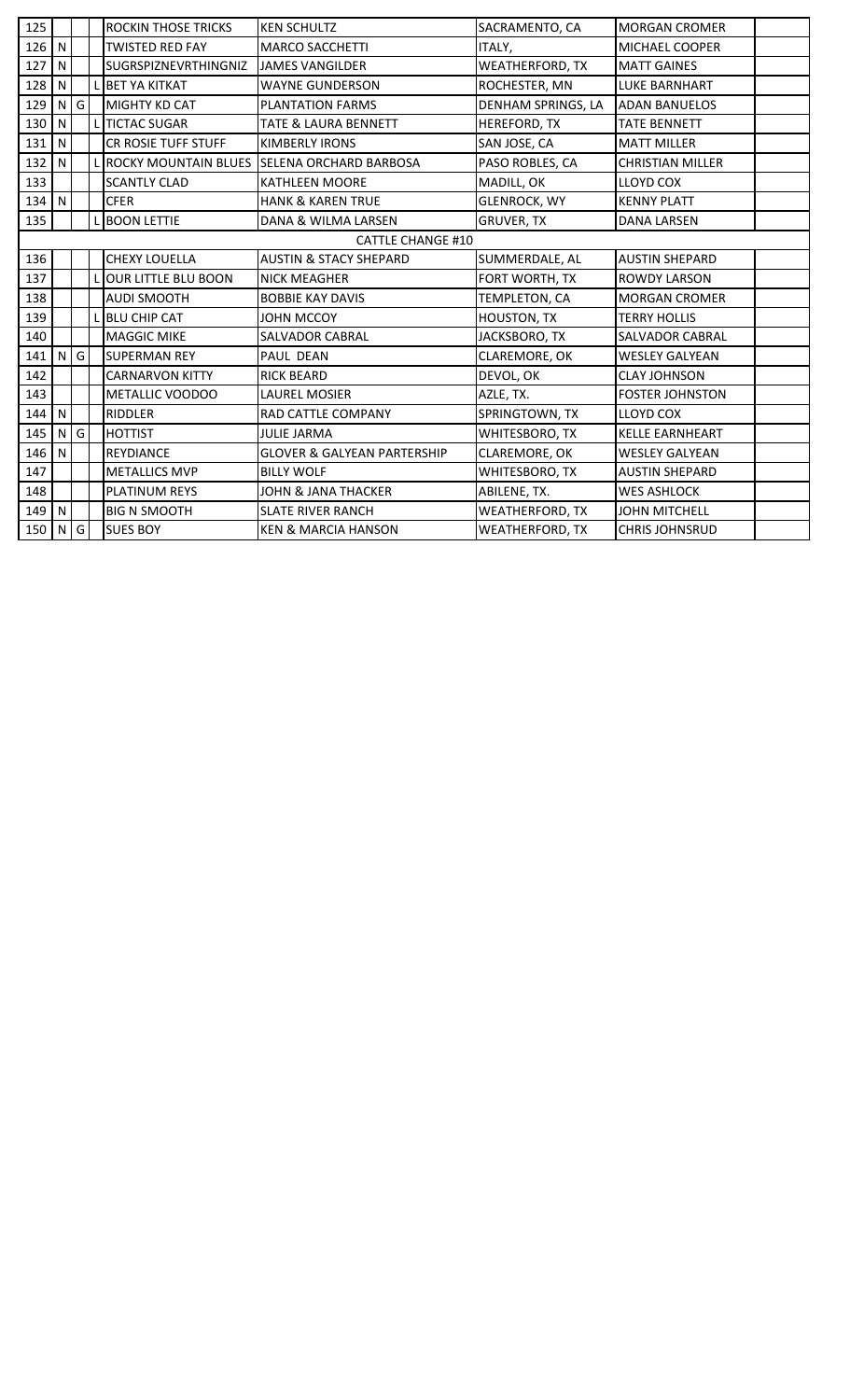| | | | | | | | | |
|---|---|---|---|---|---|---|---|---|
| 125 | | | | ROCKIN THOSE TRICKS | KEN SCHULTZ | SACRAMENTO, CA | MORGAN CROMER | |
| 126 | N | | | TWISTED RED FAY | MARCO SACCHETTI | ITALY, | MICHAEL COOPER | |
| 127 | N | | | SUGRSPIZNEVRTHINGNIZ | JAMES VANGILDER | WEATHERFORD, TX | MATT GAINES | |
| 128 | N | | L | BET YA KITKAT | WAYNE GUNDERSON | ROCHESTER, MN | LUKE BARNHART | |
| 129 | N | G | | MIGHTY KD CAT | PLANTATION FARMS | DENHAM SPRINGS, LA | ADAN BANUELOS | |
| 130 | N | | L | TICTAC SUGAR | TATE & LAURA BENNETT | HEREFORD, TX | TATE BENNETT | |
| 131 | N | | | CR ROSIE TUFF STUFF | KIMBERLY IRONS | SAN JOSE, CA | MATT MILLER | |
| 132 | N | | L | ROCKY MOUNTAIN BLUES | SELENA ORCHARD BARBOSA | PASO ROBLES, CA | CHRISTIAN MILLER | |
| 133 | | | | SCANTLY CLAD | KATHLEEN MOORE | MADILL, OK | LLOYD COX | |
| 134 | N | | | CFER | HANK & KAREN TRUE | GLENROCK, WY | KENNY PLATT | |
| 135 | | | L | BOON LETTIE | DANA & WILMA LARSEN | GRUVER, TX | DANA LARSEN | |
| | | | | | CATTLE CHANGE #10 | | | |
| 136 | | | | CHEXY LOUELLA | AUSTIN & STACY SHEPARD | SUMMERDALE, AL | AUSTIN SHEPARD | |
| 137 | | | L | OUR LITTLE BLU BOON | NICK MEAGHER | FORT WORTH, TX | ROWDY LARSON | |
| 138 | | | | AUDI SMOOTH | BOBBIE KAY DAVIS | TEMPLETON, CA | MORGAN CROMER | |
| 139 | | | L | BLU CHIP CAT | JOHN MCCOY | HOUSTON, TX | TERRY HOLLIS | |
| 140 | | | | MAGGIC MIKE | SALVADOR CABRAL | JACKSBORO, TX | SALVADOR CABRAL | |
| 141 | N | G | | SUPERMAN REY | PAUL DEAN | CLAREMORE, OK | WESLEY GALYEAN | |
| 142 | | | | CARNARVON KITTY | RICK BEARD | DEVOL, OK | CLAY JOHNSON | |
| 143 | | | | METALLIC VOODOO | LAUREL MOSIER | AZLE, TX. | FOSTER JOHNSTON | |
| 144 | N | | | RIDDLER | RAD CATTLE COMPANY | SPRINGTOWN, TX | LLOYD COX | |
| 145 | N | G | | HOTTIST | JULIE JARMA | WHITESBORO, TX | KELLE EARNHEART | |
| 146 | N | | | REYDIANCE | GLOVER & GALYEAN PARTERSHIP | CLAREMORE, OK | WESLEY GALYEAN | |
| 147 | | | | METALLICS MVP | BILLY WOOLEY | WHITESBORO, TX | AUSTIN SHEPARD | |
| 148 | | | | PLATINUM REYS | JOHN & JANA THACKER | ABILENE, TX. | WES ASHLOCK | |
| 149 | N | | | BIG N SMOOTH | SLATE RIVER RANCH | WEATHERFORD, TX | JOHN MITCHELL | |
| 150 | N | G | | SUES BOY | KEN & MARCIA HANSON | WEATHERFORD, TX | CHRIS JOHNSRUD | |